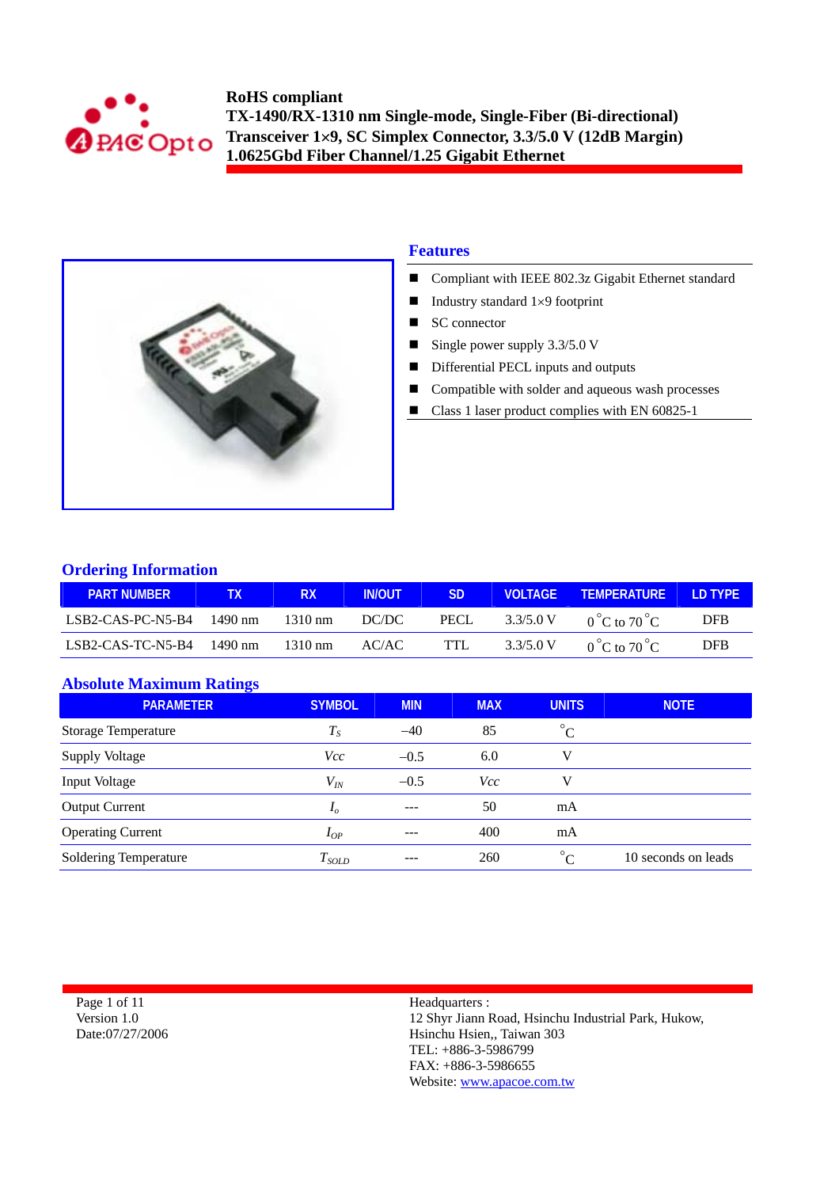**RoHS compliant**
**TX-1490/RX-1310 nm Single-mode, Single-Fiber (Bi-directional)**
**Transceiver 1×9, SC Simplex Connector, 3.3/5.0 V (12dB Margin)**
**1.0625Gbd Fiber Channel/1.25 Gigabit Ethernet**

## Features

- Compliant with IEEE 802.3z Gigabit Ethernet standard
- Industry standard 1×9 footprint
- SC connector
- Single power supply 3.3/5.0 V
- Differential PECL inputs and outputs
- Compatible with solder and aqueous wash processes
- Class 1 laser product complies with EN 60825-1

## Ordering Information

| PART NUMBER | TX | RX | IN/OUT | SD | VOLTAGE | TEMPERATURE | LD TYPE |
|---|---|---|---|---|---|---|---|
| LSB2-CAS-PC-N5-B4 | 1490 nm | 1310 nm | DC/DC | PECL | 3.3/5.0 V | 0 °C to 70 °C | DFB |
| LSB2-CAS-TC-N5-B4 | 1490 nm | 1310 nm | AC/AC | TTL | 3.3/5.0 V | 0 °C to 70 °C | DFB |

## Absolute Maximum Ratings

| PARAMETER | SYMBOL | MIN | MAX | UNITS | NOTE |
|---|---|---|---|---|---|
| Storage Temperature | $T_S$ | –40 | 85 | °C | |
| Supply Voltage | $Vcc$ | –0.5 | 6.0 | V | |
| Input Voltage | $V_{IN}$ | –0.5 | $Vcc$ | V | |
| Output Current | $I_o$ | --- | 50 | mA | |
| Operating Current | $I_{OP}$ | --- | 400 | mA | |
| Soldering Temperature | $T_{SOLD}$ | --- | 260 | °C | 10 seconds on leads |

Version 1.0
Date:07/27/2006

Headquarters :
12 Shyr Jiann Road, Hsinchu Industrial Park, Hukow,
Hsinchu Hsien,, Taiwan 303
TEL: +886-3-5986799
FAX: +886-3-5986655
Website: www.apacoe.com.tw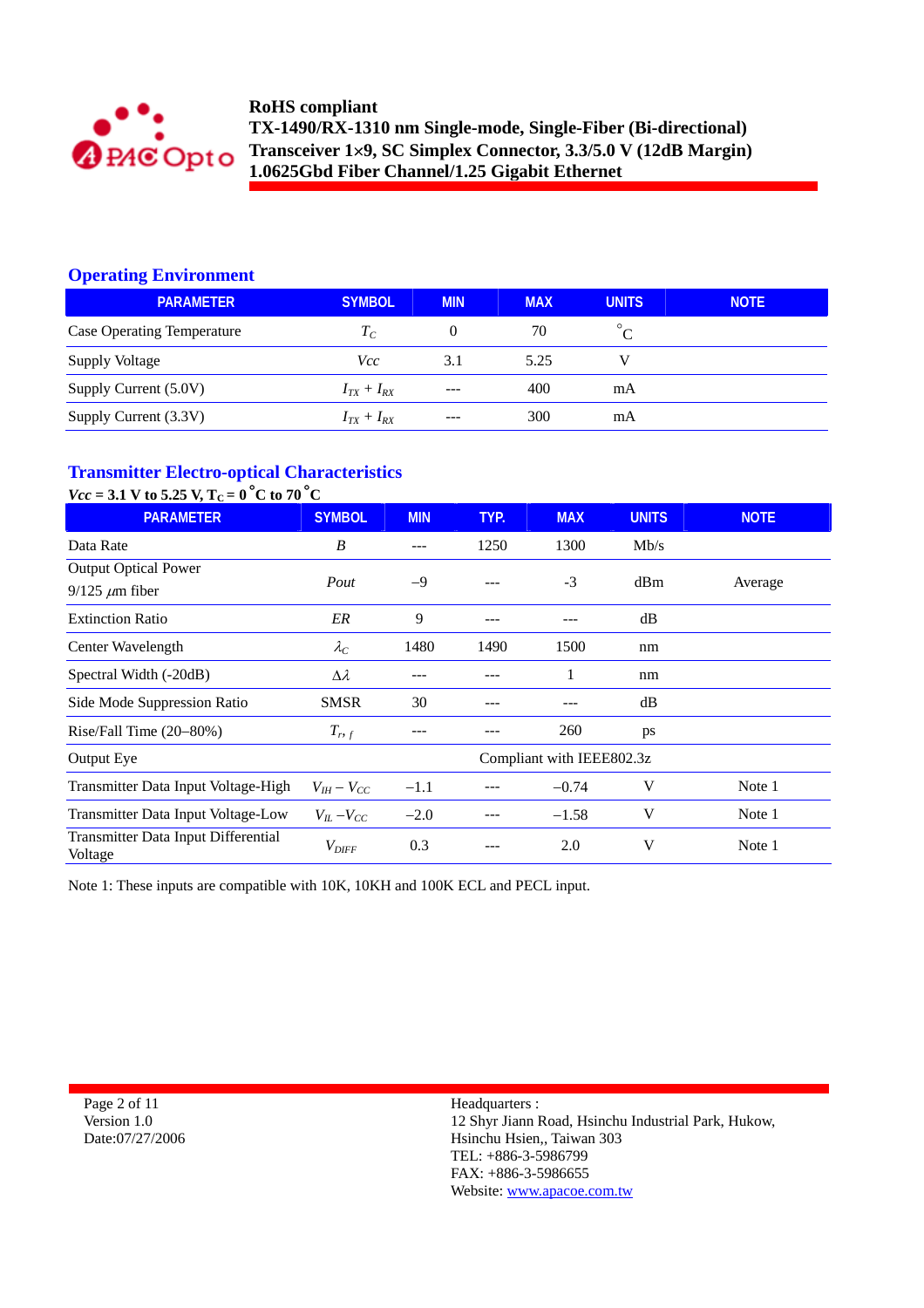## Operating Environment

| PARAMETER | SYMBOL | MIN | MAX | UNITS | NOTE |
|---|---|---|---|---|---|
| Case Operating Temperature | $T_C$ | 0 | 70 | °C | |
| Supply Voltage | $Vcc$ | 3.1 | 5.25 | V | |
| Supply Current (5.0V) | $I_{TX} + I_{RX}$ | --- | 400 | mA | |
| Supply Current (3.3V) | $I_{TX} + I_{RX}$ | --- | 300 | mA | |

## Transmitter Electro-optical Characteristics

**$Vcc$ = 3.1 V to 5.25 V, $T_C$ = 0 °C to 70 °C**

| PARAMETER | SYMBOL | MIN | TYP. | MAX | UNITS | NOTE |
|---|---|---|---|---|---|---|
| Data Rate | $B$ | --- | 1250 | 1300 | Mb/s | |
| Output Optical Power 9/125 $\mu$m fiber | $Pout$ | −9 | --- | -3 | dBm | Average |
| Extinction Ratio | $ER$ | 9 | --- | --- | dB | |
| Center Wavelength | $\lambda_C$ | 1480 | 1490 | 1500 | nm | |
| Spectral Width (-20dB) | $\Delta\lambda$ | --- | --- | 1 | nm | |
| Side Mode Suppression Ratio | SMSR | 30 | --- | --- | dB | |
| Rise/Fall Time (20–80%) | $T_{r,\ f}$ | --- | --- | 260 | ps | |
| Output Eye | | Compliant with IEEE802.3z | | | | |
| Transmitter Data Input Voltage-High | $V_{IH} - V_{CC}$ | −1.1 | --- | −0.74 | V | Note 1 |
| Transmitter Data Input Voltage-Low | $V_{IL} - V_{CC}$ | −2.0 | --- | −1.58 | V | Note 1 |
| Transmitter Data Input Differential Voltage | $V_{DIFF}$ | 0.3 | --- | 2.0 | V | Note 1 |

Note 1: These inputs are compatible with 10K, 10KH and 100K ECL and PECL input.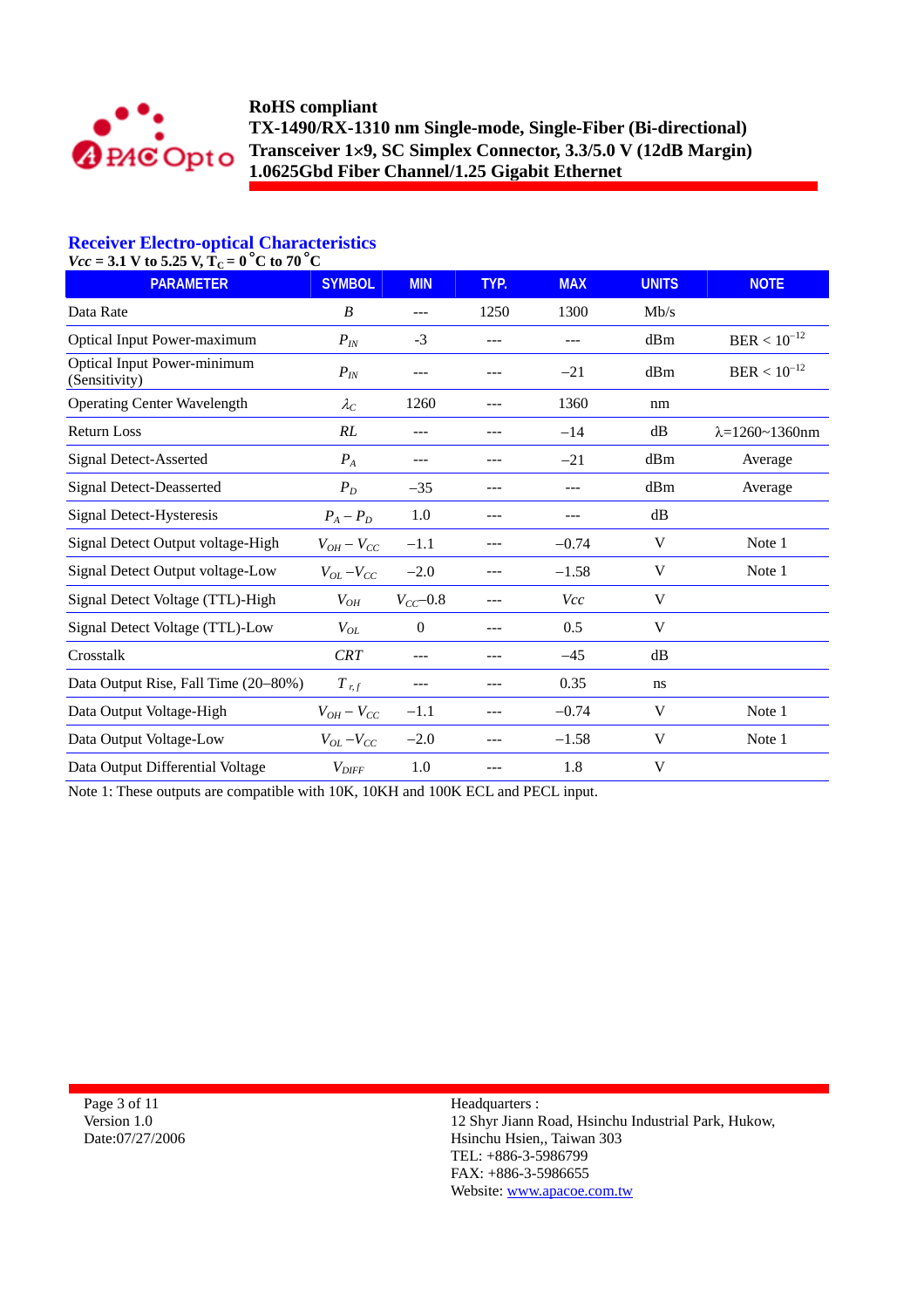## Receiver Electro-optical Characteristics

**$Vcc$ = 3.1 V to 5.25 V, $T_C$ = 0 °C to 70 °C**

| PARAMETER | SYMBOL | MIN | TYP. | MAX | UNITS | NOTE |
|---|---|---|---|---|---|---|
| Data Rate | $B$ | --- | 1250 | 1300 | Mb/s | |
| Optical Input Power-maximum | $P_{IN}$ | -3 | --- | --- | dBm | BER < $10^{-12}$ |
| Optical Input Power-minimum (Sensitivity) | $P_{IN}$ | --- | --- | −21 | dBm | BER < $10^{-12}$ |
| Operating Center Wavelength | $\lambda_C$ | 1260 | --- | 1360 | nm | |
| Return Loss | $RL$ | --- | --- | −14 | dB | λ=1260~1360nm |
| Signal Detect-Asserted | $P_A$ | --- | --- | −21 | dBm | Average |
| Signal Detect-Deasserted | $P_D$ | −35 | --- | --- | dBm | Average |
| Signal Detect-Hysteresis | $P_A - P_D$ | 1.0 | --- | --- | dB | |
| Signal Detect Output voltage-High | $V_{OH} - V_{CC}$ | −1.1 | --- | −0.74 | V | Note 1 |
| Signal Detect Output voltage-Low | $V_{OL} - V_{CC}$ | −2.0 | --- | −1.58 | V | Note 1 |
| Signal Detect Voltage (TTL)-High | $V_{OH}$ | $V_{CC}$−0.8 | --- | $Vcc$ | V | |
| Signal Detect Voltage (TTL)-Low | $V_{OL}$ | 0 | --- | 0.5 | V | |
| Crosstalk | $CRT$ | --- | --- | −45 | dB | |
| Data Output Rise, Fall Time (20–80%) | $T_{r,f}$ | --- | --- | 0.35 | ns | |
| Data Output Voltage-High | $V_{OH} - V_{CC}$ | −1.1 | --- | −0.74 | V | Note 1 |
| Data Output Voltage-Low | $V_{OL} - V_{CC}$ | −2.0 | --- | −1.58 | V | Note 1 |
| Data Output Differential Voltage | $V_{DIFF}$ | 1.0 | --- | 1.8 | V | |

Note 1: These outputs are compatible with 10K, 10KH and 100K ECL and PECL input.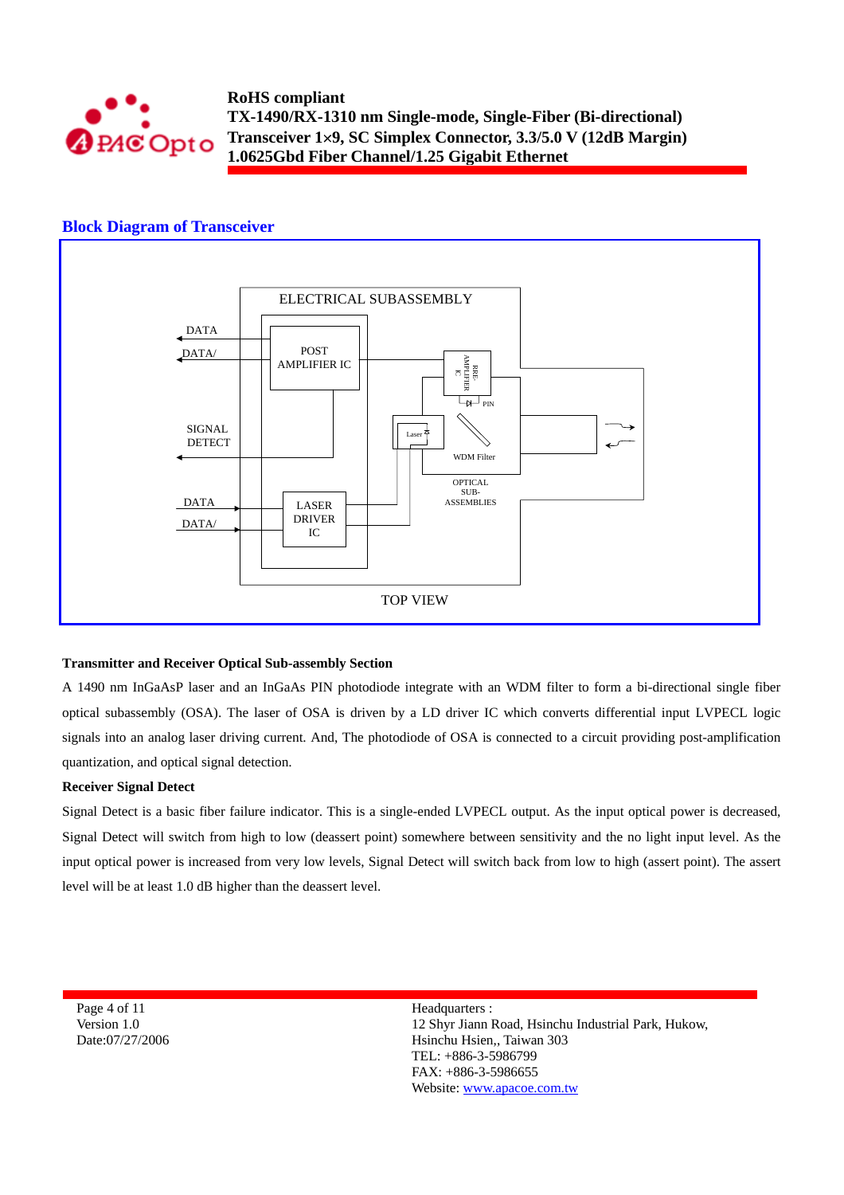## Block Diagram of Transceiver

ELECTRICAL SUBASSEMBLY

DATA

DATA/

POST AMPLIFIER IC

PRE-AMPLIFIER IC

PIN

SIGNAL DETECT

Laser

WDM Filter

OPTICAL SUB-ASSEMBLIES

DATA

DATA/

LASER DRIVER IC

TOP VIEW

**Transmitter and Receiver Optical Sub-assembly Section**

A 1490 nm InGaAsP laser and an InGaAs PIN photodiode integrate with an WDM filter to form a bi-directional single fiber optical subassembly (OSA). The laser of OSA is driven by a LD driver IC which converts differential input LVPECL logic signals into an analog laser driving current. And, The photodiode of OSA is connected to a circuit providing post-amplification quantization, and optical signal detection.

**Receiver Signal Detect**

Signal Detect is a basic fiber failure indicator. This is a single-ended LVPECL output. As the input optical power is decreased, Signal Detect will switch from high to low (deassert point) somewhere between sensitivity and the no light input level. As the input optical power is increased from very low levels, Signal Detect will switch back from low to high (assert point). The assert level will be at least 1.0 dB higher than the deassert level.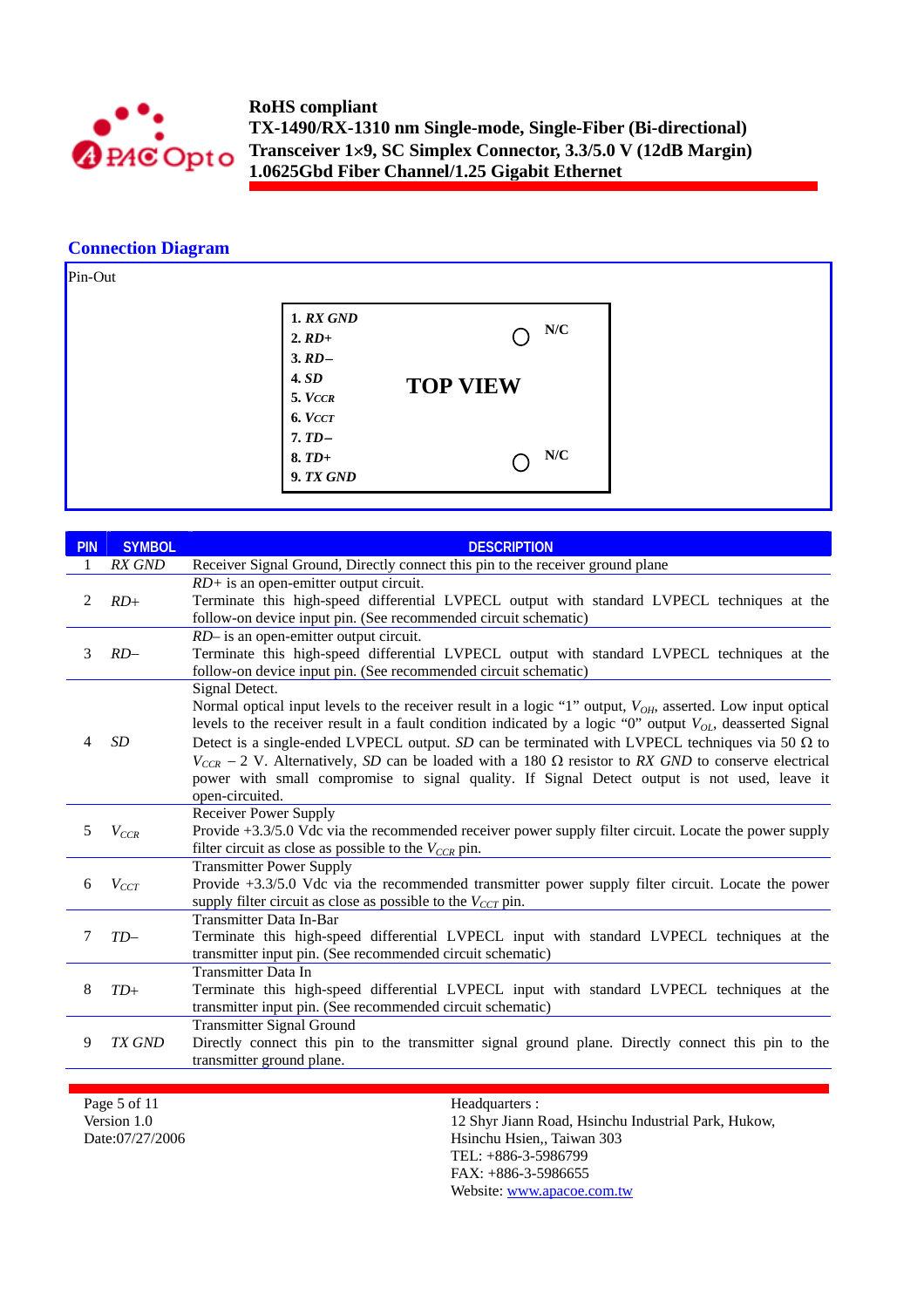RoHS compliant
TX-1490/RX-1310 nm Single-mode, Single-Fiber (Bi-directional) Transceiver 1×9, SC Simplex Connector, 3.3/5.0 V (12dB Margin) 1.0625Gbd Fiber Channel/1.25 Gigabit Ethernet

## Connection Diagram

Pin-Out

**TOP VIEW**

1. *RX GND*
2. *RD+*
3. *RD–*
4. *SD*
5. *$V_{CCR}$*
6. *$V_{CCT}$*
7. *TD–*
8. *TD+*
9. *TX GND*

N/C
N/C

| PIN | SYMBOL | DESCRIPTION |
|---|---|---|
| 1 | *RX GND* | Receiver Signal Ground, Directly connect this pin to the receiver ground plane |
| 2 | *RD+* | *RD+* is an open-emitter output circuit. Terminate this high-speed differential LVPECL output with standard LVPECL techniques at the follow-on device input pin. (See recommended circuit schematic) |
| 3 | *RD–* | *RD–* is an open-emitter output circuit. Terminate this high-speed differential LVPECL output with standard LVPECL techniques at the follow-on device input pin. (See recommended circuit schematic) |
| 4 | *SD* | Signal Detect. Normal optical input levels to the receiver result in a logic "1" output, $V_{OH}$, asserted. Low input optical levels to the receiver result in a fault condition indicated by a logic "0" output $V_{OL}$, deasserted Signal Detect is a single-ended LVPECL output. *SD* can be terminated with LVPECL techniques via 50 Ω to $V_{CCR}$ − 2 V. Alternatively, *SD* can be loaded with a 180 Ω resistor to *RX GND* to conserve electrical power with small compromise to signal quality. If Signal Detect output is not used, leave it open-circuited. |
| 5 | $V_{CCR}$ | Receiver Power Supply. Provide +3.3/5.0 Vdc via the recommended receiver power supply filter circuit. Locate the power supply filter circuit as close as possible to the $V_{CCR}$ pin. |
| 6 | $V_{CCT}$ | Transmitter Power Supply. Provide +3.3/5.0 Vdc via the recommended transmitter power supply filter circuit. Locate the power supply filter circuit as close as possible to the $V_{CCT}$ pin. |
| 7 | *TD–* | Transmitter Data In-Bar. Terminate this high-speed differential LVPECL input with standard LVPECL techniques at the transmitter input pin. (See recommended circuit schematic) |
| 8 | *TD+* | Transmitter Data In. Terminate this high-speed differential LVPECL input with standard LVPECL techniques at the transmitter input pin. (See recommended circuit schematic) |
| 9 | *TX GND* | Transmitter Signal Ground. Directly connect this pin to the transmitter signal ground plane. Directly connect this pin to the transmitter ground plane. |

Version 1.0
Date:07/27/2006

Headquarters :
12 Shyr Jiann Road, Hsinchu Industrial Park, Hukow, Hsinchu Hsien,, Taiwan 303
TEL: +886-3-5986799
FAX: +886-3-5986655
Website: www.apacoe.com.tw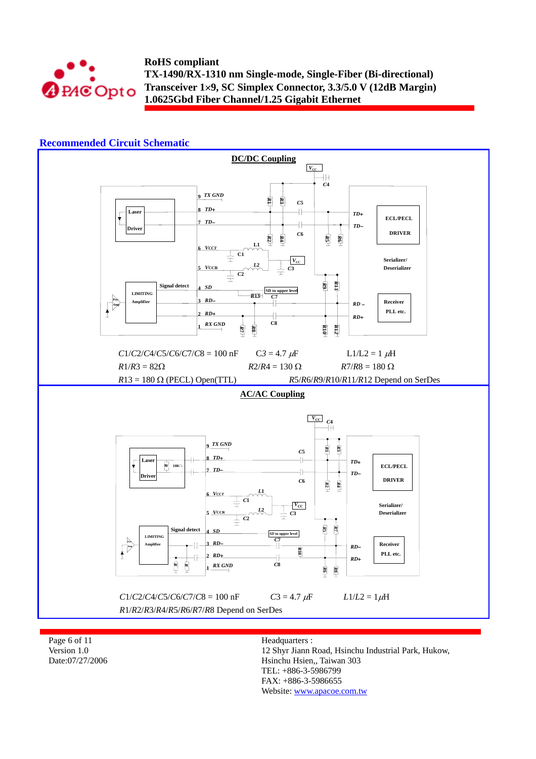## Recommended Circuit Schematic

### DC/DC Coupling

$C1/C2/C4/C5/C6/C7/C8$ = 100 nF $\quad C3 = 4.7\ \mu F$ $\quad L1/L2 = 1\ \mu H$

$R1/R3 = 82\Omega$ $\quad R2/R4 = 130\ \Omega$ $\quad R7/R8 = 180\ \Omega$

$R13 = 180\ \Omega$ (PECL) Open(TTL) $\quad R5/R6/R9/R10/R11/R12$ Depend on SerDes

### AC/AC Coupling

$C1/C2/C4/C5/C6/C7/C8$ = 100 nF $\quad C3 = 4.7\ \mu F$ $\quad L1/L2 = 1\mu H$

$R1/R2/R3/R4/R5/R6/R7/R8$ Depend on SerDes

Headquarters :
12 Shyr Jiann Road, Hsinchu Industrial Park, Hukow,
Hsinchu Hsien,, Taiwan 303
TEL: +886-3-5986799
FAX: +886-3-5986655
Website: www.apacoe.com.tw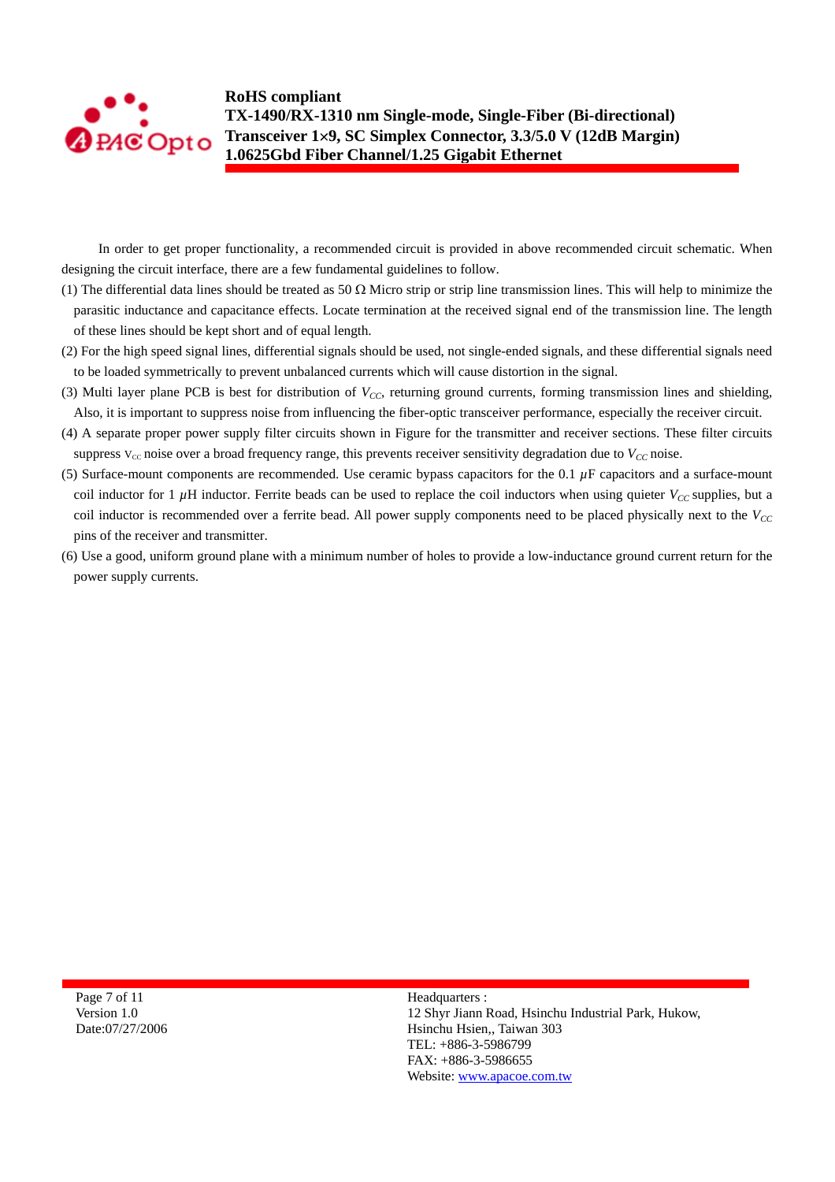In order to get proper functionality, a recommended circuit is provided in above recommended circuit schematic. When designing the circuit interface, there are a few fundamental guidelines to follow.

(1) The differential data lines should be treated as 50 Ω Micro strip or strip line transmission lines. This will help to minimize the parasitic inductance and capacitance effects. Locate termination at the received signal end of the transmission line. The length of these lines should be kept short and of equal length.

(2) For the high speed signal lines, differential signals should be used, not single-ended signals, and these differential signals need to be loaded symmetrically to prevent unbalanced currents which will cause distortion in the signal.

(3) Multi layer plane PCB is best for distribution of $V_{CC}$, returning ground currents, forming transmission lines and shielding, Also, it is important to suppress noise from influencing the fiber-optic transceiver performance, especially the receiver circuit.

(4) A separate proper power supply filter circuits shown in Figure for the transmitter and receiver sections. These filter circuits suppress $V_{cc}$ noise over a broad frequency range, this prevents receiver sensitivity degradation due to $V_{CC}$ noise.

(5) Surface-mount components are recommended. Use ceramic bypass capacitors for the 0.1 $\mu$F capacitors and a surface-mount coil inductor for 1 $\mu$H inductor. Ferrite beads can be used to replace the coil inductors when using quieter $V_{CC}$ supplies, but a coil inductor is recommended over a ferrite bead. All power supply components need to be placed physically next to the $V_{CC}$ pins of the receiver and transmitter.

(6) Use a good, uniform ground plane with a minimum number of holes to provide a low-inductance ground current return for the power supply currents.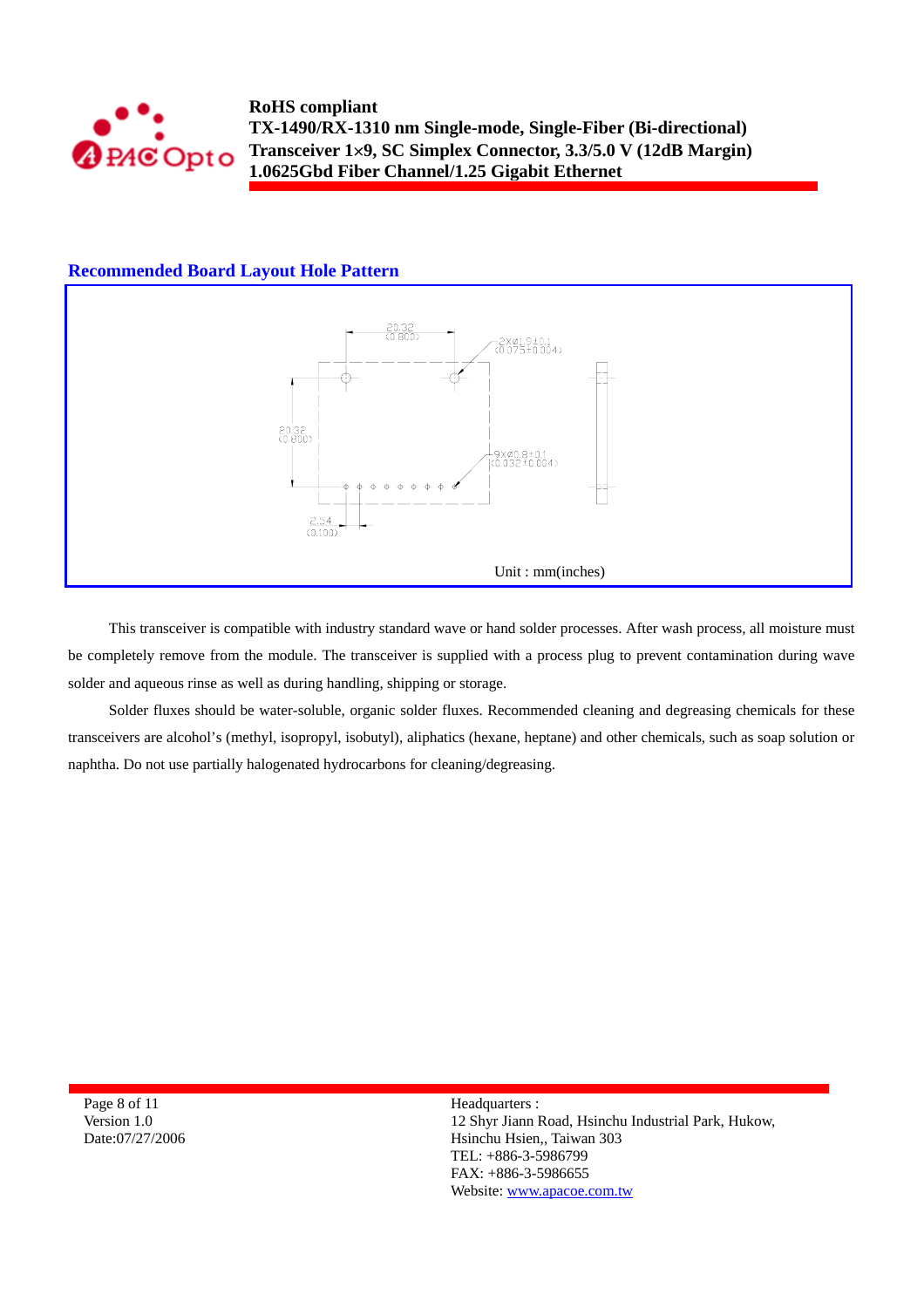## Recommended Board Layout Hole Pattern

20.32 (0.800)

2Xø1.9±0.1 (0.075±0.004)

20.32 (0.800)

9Xø0.8±0.1 (0.032±0.004)

2.54 (0.100)

Unit : mm(inches)

This transceiver is compatible with industry standard wave or hand solder processes. After wash process, all moisture must be completely remove from the module. The transceiver is supplied with a process plug to prevent contamination during wave solder and aqueous rinse as well as during handling, shipping or storage.

Solder fluxes should be water-soluble, organic solder fluxes. Recommended cleaning and degreasing chemicals for these transceivers are alcohol's (methyl, isopropyl, isobutyl), aliphatics (hexane, heptane) and other chemicals, such as soap solution or naphtha. Do not use partially halogenated hydrocarbons for cleaning/degreasing.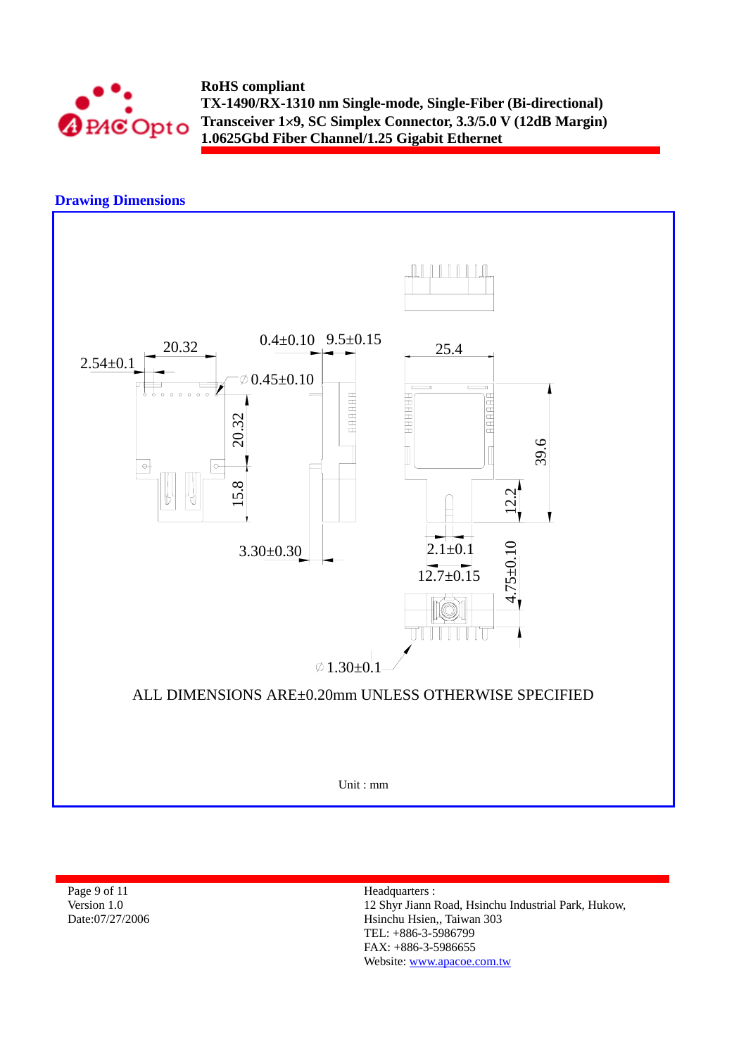## Drawing Dimensions

20.32

2.54±0.1

0.4±0.10

9.5±0.15

25.4

∅0.45±0.10

20.32

15.8

39.6

12.2

3.30±0.30

2.1±0.1

12.7±0.15

4.75±0.10

∅1.30±0.1

ALL DIMENSIONS ARE±0.20mm UNLESS OTHERWISE SPECIFIED

Unit : mm

Version 1.0
Date:07/27/2006

Headquarters :
12 Shyr Jiann Road, Hsinchu Industrial Park, Hukow,
Hsinchu Hsien,, Taiwan 303
TEL: +886-3-5986799
FAX: +886-3-5986655
Website: www.apacoe.com.tw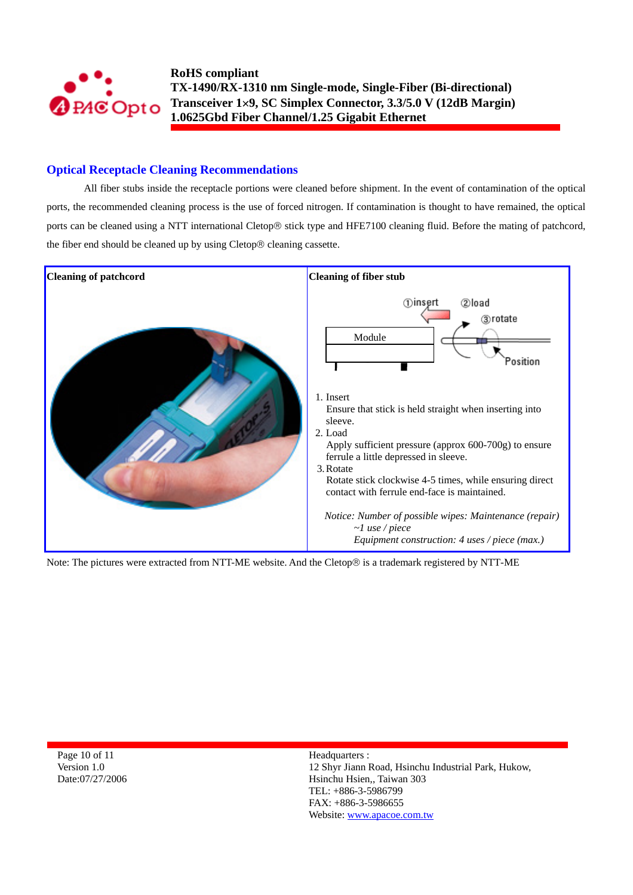## Optical Receptacle Cleaning Recommendations

All fiber stubs inside the receptacle portions were cleaned before shipment. In the event of contamination of the optical ports, the recommended cleaning process is the use of forced nitrogen. If contamination is thought to have remained, the optical ports can be cleaned using a NTT international Cletop® stick type and HFE7100 cleaning fluid. Before the mating of patchcord, the fiber end should be cleaned up by using Cletop® cleaning cassette.

| Cleaning of patchcord | Cleaning of fiber stub |
|---|---|
| | ①insert ②load ③rotate Module Position<br><br>1. Insert<br>Ensure that stick is held straight when inserting into sleeve.<br>2. Load<br>Apply sufficient pressure (approx 600-700g) to ensure ferrule a little depressed in sleeve.<br>3. Rotate<br>Rotate stick clockwise 4-5 times, while ensuring direct contact with ferrule end-face is maintained.<br><br>*Notice: Number of possible wipes: Maintenance (repair) ~1 use / piece*<br>*Equipment construction: 4 uses / piece (max.)* |

Note: The pictures were extracted from NTT-ME website. And the Cletop® is a trademark registered by NTT-ME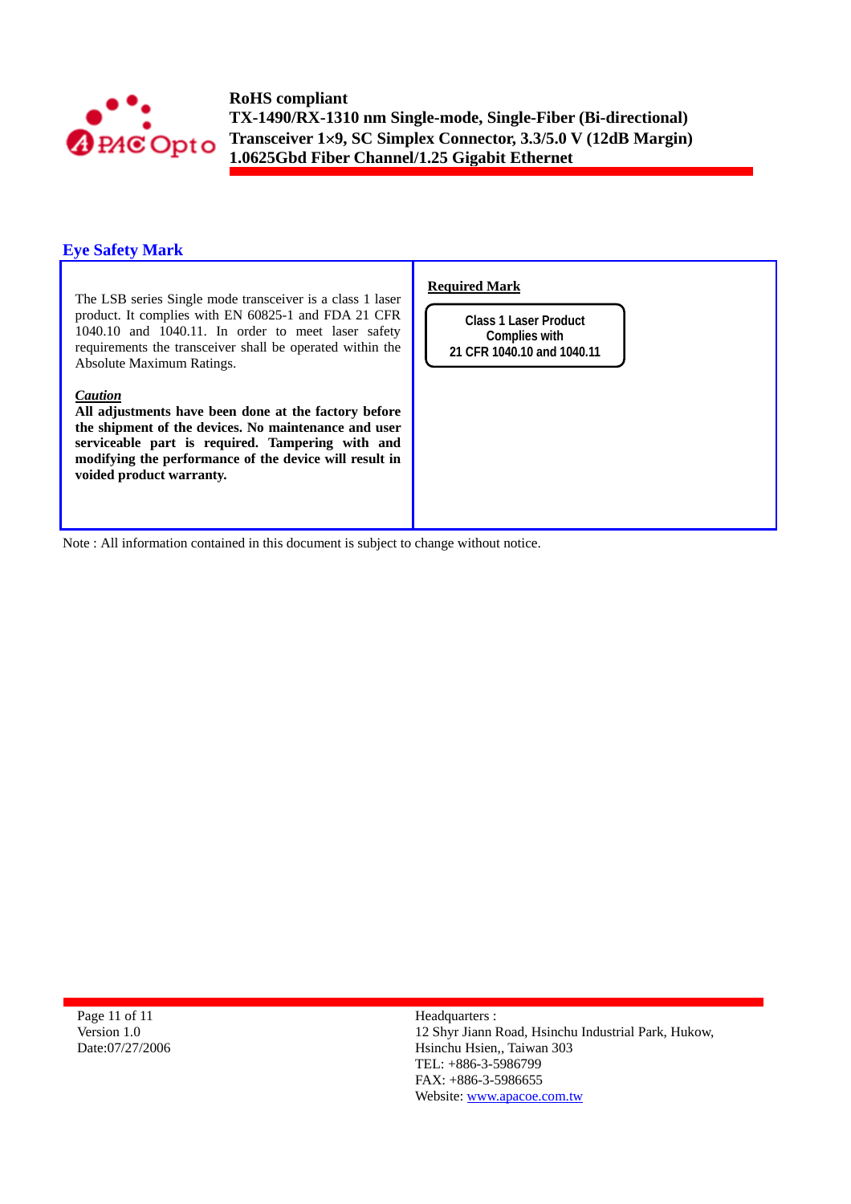## Eye Safety Mark

| | |
|---|---|
| The LSB series Single mode transceiver is a class 1 laser product. It complies with EN 60825-1 and FDA 21 CFR 1040.10 and 1040.11. In order to meet laser safety requirements the transceiver shall be operated within the Absolute Maximum Ratings.<br><br>***Caution***<br>**All adjustments have been done at the factory before the shipment of the devices. No maintenance and user serviceable part is required. Tampering with and modifying the performance of the device will result in voided product warranty.** | **Required Mark**<br><br>**Class 1 Laser Product**<br>**Complies with**<br>**21 CFR 1040.10 and 1040.11** |

Note : All information contained in this document is subject to change without notice.

Version 1.0
Date:07/27/2006

Headquarters :
12 Shyr Jiann Road, Hsinchu Industrial Park, Hukow,
Hsinchu Hsien,, Taiwan 303
TEL: +886-3-5986799
FAX: +886-3-5986655
Website: www.apacoe.com.tw